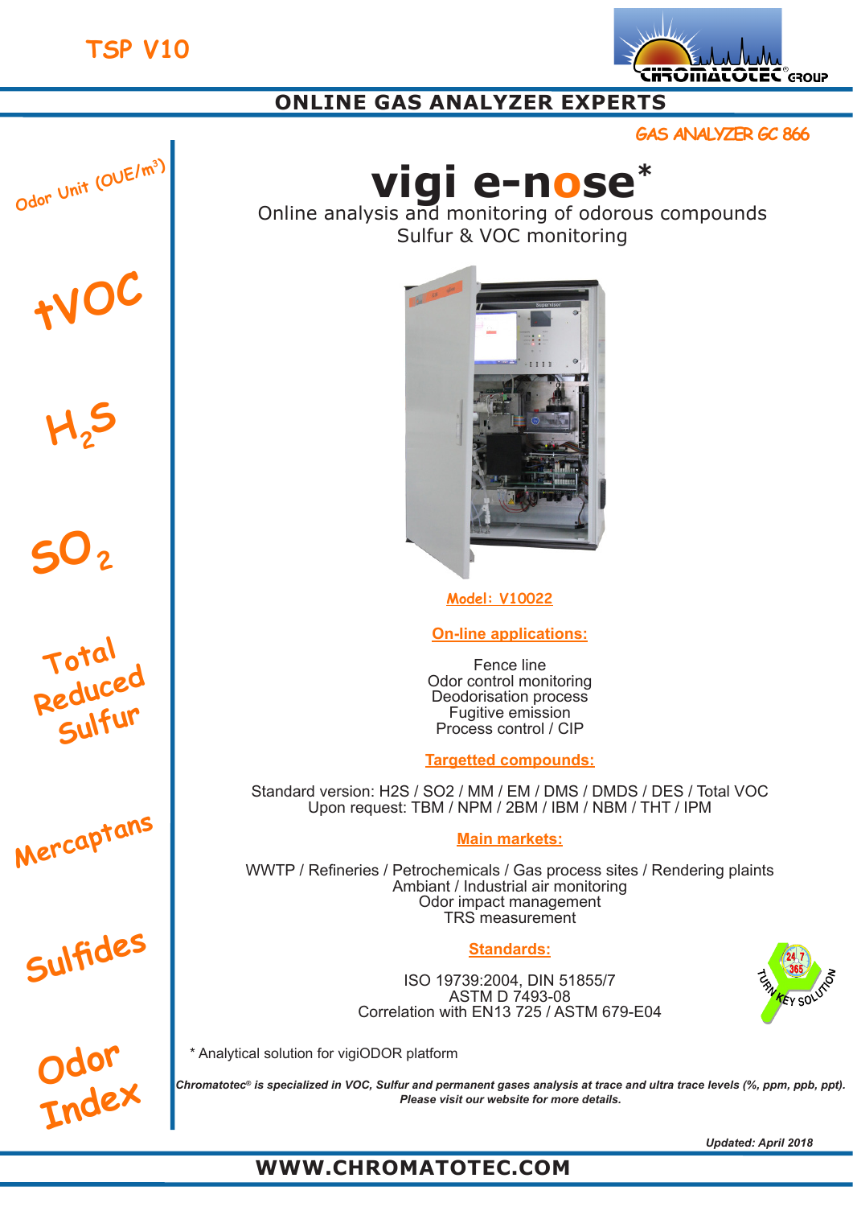TSP V10

# ONLINE GAS ANALYZER EXPERTS

GAS ANALYZER GC 866

Odor Unit (OUE/$m^3$)

tVOC

$H_2S$

$SO_2$

Total Reduced Sulfur

Mercaptans

Sulfides

Odor Index

# vigi e-nose*

Online analysis and monitoring of odorous compounds
Sulfur & VOC monitoring

**Model: V10022**

**On-line applications:**

Fence line
Odor control monitoring
Deodorisation process
Fugitive emission
Process control / CIP

**Targetted compounds:**

Standard version: H2S / SO2 / MM / EM / DMS / DMDS / DES / Total VOC
Upon request: TBM / NPM / 2BM / IBM / NBM / THT / IPM

**Main markets:**

WWTP / Refineries / Petrochemicals / Gas process sites / Rendering plaints
Ambiant / Industrial air monitoring
Odor impact management
TRS measurement

**Standards:**

ISO 19739:2004, DIN 51855/7
ASTM D 7493-08
Correlation with EN13 725 / ASTM 679-E04

24 7 365 TURN KEY SOLUTION

* Analytical solution for vigiODOR platform

*Chromatotec® is specialized in VOC, Sulfur and permanent gases analysis at trace and ultra trace levels (%, ppm, ppb, ppt). Please visit our website for more details.*

*Updated: April 2018*

**WWW.CHROMATOTEC.COM**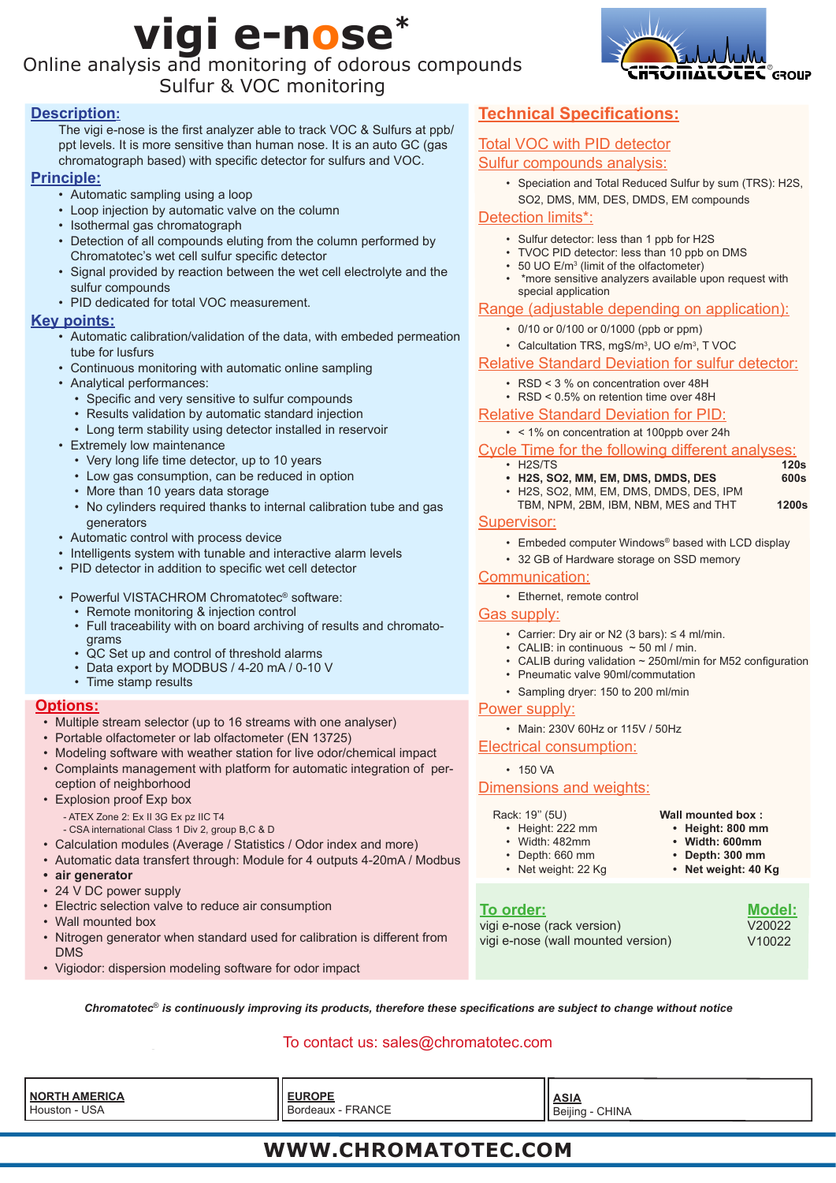# vigi e-nose*

Online analysis and monitoring of odorous compounds
Sulfur & VOC monitoring

## Description:

The vigi e-nose is the first analyzer able to track VOC & Sulfurs at ppb/ppt levels. It is more sensitive than human nose. It is an auto GC (gas chromatograph based) with specific detector for sulfurs and VOC.

## Principle:

- Automatic sampling using a loop
- Loop injection by automatic valve on the column
- Isothermal gas chromatograph
- Detection of all compounds eluting from the column performed by Chromatotec's wet cell sulfur specific detector
- Signal provided by reaction between the wet cell electrolyte and the sulfur compounds
- PID dedicated for total VOC measurement.

## Key points:

- Automatic calibration/validation of the data, with embeded permeation tube for lusfurs
- Continuous monitoring with automatic online sampling
- Analytical performances:
  - Specific and very sensitive to sulfur compounds
  - Results validation by automatic standard injection
  - Long term stability using detector installed in reservoir
- Extremely low maintenance
  - Very long life time detector, up to 10 years
  - Low gas consumption, can be reduced in option
  - More than 10 years data storage
  - No cylinders required thanks to internal calibration tube and gas generators
- Automatic control with process device
- Intelligents system with tunable and interactive alarm levels
- PID detector in addition to specific wet cell detector

- Powerful VISTACHROM Chromatotec® software:
  - Remote monitoring & injection control
  - Full traceability with on board archiving of results and chromatograms
  - QC Set up and control of threshold alarms
  - Data export by MODBUS / 4-20 mA / 0-10 V
  - Time stamp results

## Options:

- Multiple stream selector (up to 16 streams with one analyser)
- Portable olfactometer or lab olfactometer (EN 13725)
- Modeling software with weather station for live odor/chemical impact
- Complaints management with platform for automatic integration of perception of neighborhood
- Explosion proof Exp box
  - ATEX Zone 2: Ex II 3G Ex pz IIC T4
  - CSA international Class 1 Div 2, group B,C & D
- Calculation modules (Average / Statistics / Odor index and more)
- Automatic data transfert through: Module for 4 outputs 4-20mA / Modbus
- **air generator**
- 24 V DC power supply
- Electric selection valve to reduce air consumption
- Wall mounted box
- Nitrogen generator when standard used for calibration is different from DMS
- Vigiodor: dispersion modeling software for odor impact

## Technical Specifications:

### Total VOC with PID detector

### Sulfur compounds analysis:

- Speciation and Total Reduced Sulfur by sum (TRS): H2S, SO2, DMS, MM, DES, DMDS, EM compounds

### Detection limits*:

- Sulfur detector: less than 1 ppb for H2S
- TVOC PID detector: less than 10 ppb on DMS
- 50 UO E/m³ (limit of the olfactometer)
- *more sensitive analyzers available upon request with special application

### Range (adjustable depending on application):

- 0/10 or 0/100 or 0/1000 (ppb or ppm)
- Calcultation TRS, mgS/m³, UO e/m³, T VOC

### Relative Standard Deviation for sulfur detector:

- RSD < 3 % on concentration over 48H
- RSD < 0.5% on retention time over 48H

### Relative Standard Deviation for PID:

- < 1% on concentration at 100ppb over 24h

### Cycle Time for the following different analyses:

- H2S/TS — 120s
- **H2S, SO2, MM, EM, DMS, DMDS, DES — 600s**
- H2S, SO2, MM, EM, DMS, DMDS, DES, IPM TBM, NPM, 2BM, IBM, NBM, MES and THT — 1200s

### Supervisor:

- Embeded computer Windows® based with LCD display
- 32 GB of Hardware storage on SSD memory

### Communication:

- Ethernet, remote control

### Gas supply:

- Carrier: Dry air or N2 (3 bars): ≤ 4 ml/min.
- CALIB: in continuous ~ 50 ml / min.
- CALIB during validation ~ 250ml/min for M52 configuration
- Pneumatic valve 90ml/commutation
- Sampling dryer: 150 to 200 ml/min

### Power supply:

- Main: 230V 60Hz or 115V / 50Hz

### Electrical consumption:

- 150 VA

### Dimensions and weights:

Rack: 19'' (5U)

- Height: 222 mm
- Width: 482mm
- Depth: 660 mm
- Net weight: 22 Kg

**Wall mounted box :**

- **Height: 800 mm**
- **Width: 600mm**
- **Depth: 300 mm**
- **Net weight: 40 Kg**

| To order: | Model: |
|---|---|
| vigi e-nose (rack version) | V20022 |
| vigi e-nose (wall mounted version) | V10022 |

*Chromatotec® is continuously improving its products, therefore these specifications are subject to change without notice*

To contact us: sales@chromatotec.com

| NORTH AMERICA | EUROPE | ASIA |
|---|---|---|
| Houston - USA | Bordeaux - FRANCE | Beijing - CHINA |

**WWW.CHROMATOTEC.COM**